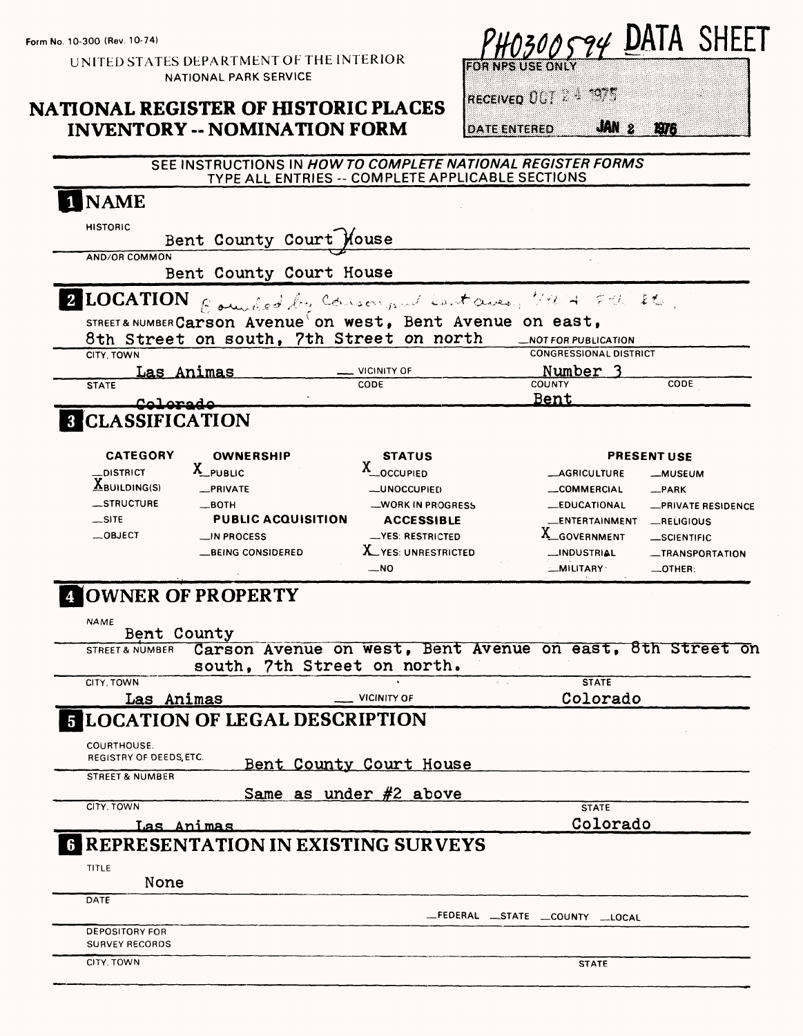Form No. 10-300 (Rev. 10-74)

UNITED STATES DEPARTMENT OF THE INTERIOR
NATIONAL PARK SERVICE

# NATIONAL REGISTER OF HISTORIC PLACES INVENTORY -- NOMINATION FORM

PH0300594 **DATA SHEET**

FOR NPS USE ONLY

RECEIVED OCT 24 1975

DATE ENTERED JAN 2 1976

SEE INSTRUCTIONS IN *HOW TO COMPLETE NATIONAL REGISTER FORMS*
TYPE ALL ENTRIES -- COMPLETE APPLICABLE SECTIONS

## 1 NAME

HISTORIC
Bent County Court House

AND/OR COMMON
Bent County Court House

## 2 LOCATION

Bounded by Carson and Bent aves, 7th + 8th Sts.

STREET & NUMBER Carson Avenue on west, Bent Avenue on east, 8th Street on south, 7th Street on north — NOT FOR PUBLICATION

CITY, TOWN: Las Animas — VICINITY OF

CONGRESSIONAL DISTRICT: Number 3

STATE: ~~Colorado~~ — CODE

COUNTY: Bent — CODE

## 3 CLASSIFICATION

| CATEGORY | OWNERSHIP | STATUS | PRESENT USE | |
|---|---|---|---|---|
| _DISTRICT | X PUBLIC | X OCCUPIED | _AGRICULTURE | _MUSEUM |
| X BUILDING(S) | _PRIVATE | _UNOCCUPIED | _COMMERCIAL | _PARK |
| _STRUCTURE | _BOTH | _WORK IN PROGRESS | _EDUCATIONAL | _PRIVATE RESIDENCE |
| _SITE | **PUBLIC ACQUISITION** | **ACCESSIBLE** | _ENTERTAINMENT | _RELIGIOUS |
| _OBJECT | _IN PROCESS | _YES: RESTRICTED | X GOVERNMENT | _SCIENTIFIC |
| | _BEING CONSIDERED | X YES: UNRESTRICTED | _INDUSTRIAL | _TRANSPORTATION |
| | | _NO | _MILITARY | _OTHER: |

## 4 OWNER OF PROPERTY

NAME
Bent County

STREET & NUMBER Carson Avenue on west, Bent Avenue on east, 8th Street on south, 7th Street on north.

CITY, TOWN: Las Animas — VICINITY OF

STATE: Colorado

## 5 LOCATION OF LEGAL DESCRIPTION

COURTHOUSE, REGISTRY OF DEEDS, ETC.: Bent County Court House

STREET & NUMBER: Same as under #2 above

CITY, TOWN: Las Animas

STATE: Colorado

## 6 REPRESENTATION IN EXISTING SURVEYS

TITLE
None

DATE

_FEDERAL _STATE _COUNTY _LOCAL

DEPOSITORY FOR SURVEY RECORDS

CITY, TOWN

STATE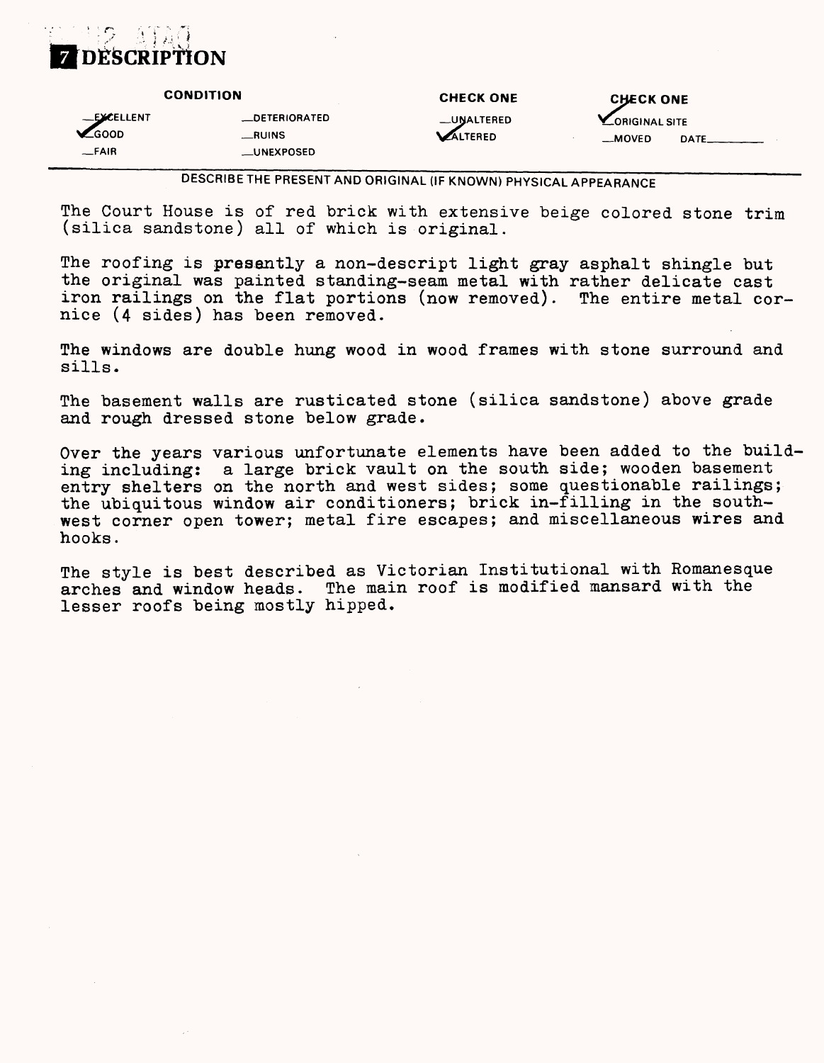# 7 DESCRIPTION

| CONDITION | | CHECK ONE | CHECK ONE |
|---|---|---|---|
| __EXCELLENT | __DETERIORATED | __UNALTERED | ✓ ORIGINAL SITE |
| ✓ GOOD | __RUINS | ✓ ALTERED | __MOVED DATE______ |
| __FAIR | __UNEXPOSED | | |

DESCRIBE THE PRESENT AND ORIGINAL (IF KNOWN) PHYSICAL APPEARANCE

The Court House is of red brick with extensive beige colored stone trim (silica sandstone) all of which is original.

The roofing is presently a non-descript light gray asphalt shingle but the original was painted standing-seam metal with rather delicate cast iron railings on the flat portions (now removed). The entire metal cornice (4 sides) has been removed.

The windows are double hung wood in wood frames with stone surround and sills.

The basement walls are rusticated stone (silica sandstone) above grade and rough dressed stone below grade.

Over the years various unfortunate elements have been added to the building including: a large brick vault on the south side; wooden basement entry shelters on the north and west sides; some questionable railings; the ubiquitous window air conditioners; brick in-filling in the southwest corner open tower; metal fire escapes; and miscellaneous wires and hooks.

The style is best described as Victorian Institutional with Romanesque arches and window heads. The main roof is modified mansard with the lesser roofs being mostly hipped.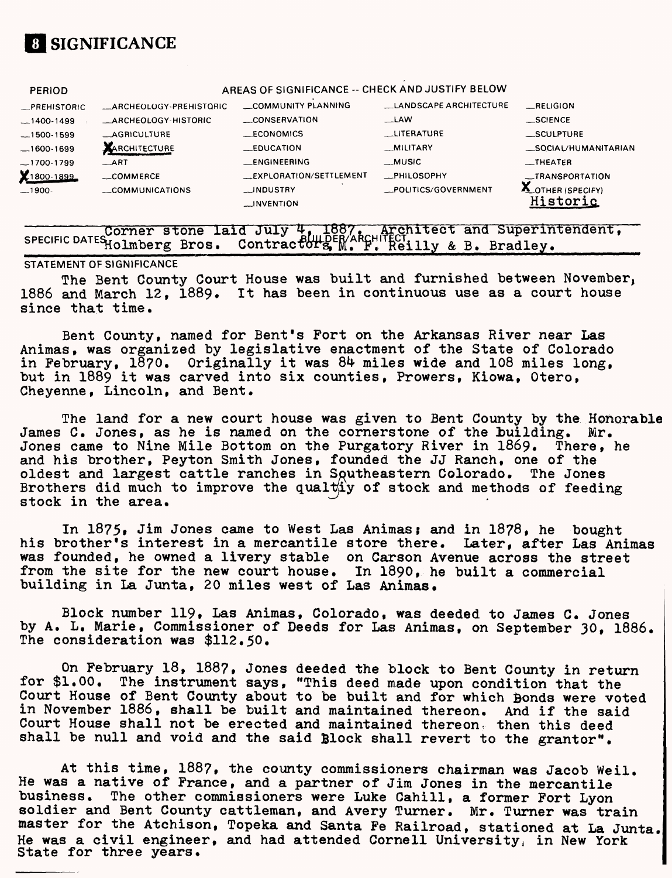# 8 SIGNIFICANCE

| PERIOD | AREAS OF SIGNIFICANCE -- CHECK AND JUSTIFY BELOW | | | |
|---|---|---|---|---|
| _PREHISTORIC | _ARCHEOLOGY-PREHISTORIC | _COMMUNITY PLANNING | _LANDSCAPE ARCHITECTURE | _RELIGION |
| _1400-1499 | _ARCHEOLOGY-HISTORIC | _CONSERVATION | _LAW | _SCIENCE |
| _1500-1599 | _AGRICULTURE | _ECONOMICS | _LITERATURE | _SCULPTURE |
| _1600-1699 | X ARCHITECTURE | _EDUCATION | _MILITARY | _SOCIAL/HUMANITARIAN |
| _1700-1799 | _ART | _ENGINEERING | _MUSIC | _THEATER |
| X 1800-1899 | _COMMERCE | _EXPLORATION/SETTLEMENT | _PHILOSOPHY | _TRANSPORTATION |
| _1900- | _COMMUNICATIONS | _INDUSTRY | _POLITICS/GOVERNMENT | X OTHER (SPECIFY) Historic |
| | | _INVENTION | | |

SPECIFIC DATES Corner stone laid July 4, 1887. BUILDER/ARCHITECT Architect and Superintendent, Holmberg Bros. Contractors, M. F. Reilly & B. Bradley.

STATEMENT OF SIGNIFICANCE

The Bent County Court House was built and furnished between November, 1886 and March 12, 1889. It has been in continuous use as a court house since that time.

Bent County, named for Bent's Fort on the Arkansas River near Las Animas, was organized by legislative enactment of the State of Colorado in February, 1870. Originally it was 84 miles wide and 108 miles long, but in 1889 it was carved into six counties, Prowers, Kiowa, Otero, Cheyenne, Lincoln, and Bent.

The land for a new court house was given to Bent County by the Honorable James C. Jones, as he is named on the cornerstone of the building. Mr. Jones came to Nine Mile Bottom on the Purgatory River in 1869. There, he and his brother, Peyton Smith Jones, founded the JJ Ranch, one of the oldest and largest cattle ranches in Southeastern Colorado. The Jones Brothers did much to improve the quality of stock and methods of feeding stock in the area.

In 1875, Jim Jones came to West Las Animas; and in 1878, he bought his brother's interest in a mercantile store there. Later, after Las Animas was founded, he owned a livery stable on Carson Avenue across the street from the site for the new court house. In 1890, he built a commercial building in La Junta, 20 miles west of Las Animas.

Block number 119, Las Animas, Colorado, was deeded to James C. Jones by A. L. Marie, Commissioner of Deeds for Las Animas, on September 30, 1886. The consideration was $112.50.

On February 18, 1887, Jones deeded the block to Bent County in return for $1.00. The instrument says, "This deed made upon condition that the Court House of Bent County about to be built and for which Bonds were voted in November 1886, shall be built and maintained thereon. And if the said Court House shall not be erected and maintained thereon then this deed shall be null and void and the said Block shall revert to the grantor".

At this time, 1887, the county commissioners chairman was Jacob Weil. He was a native of France, and a partner of Jim Jones in the mercantile business. The other commissioners were Luke Cahill, a former Fort Lyon soldier and Bent County cattleman, and Avery Turner. Mr. Turner was train master for the Atchison, Topeka and Santa Fe Railroad, stationed at La Junta. He was a civil engineer, and had attended Cornell University, in New York State for three years.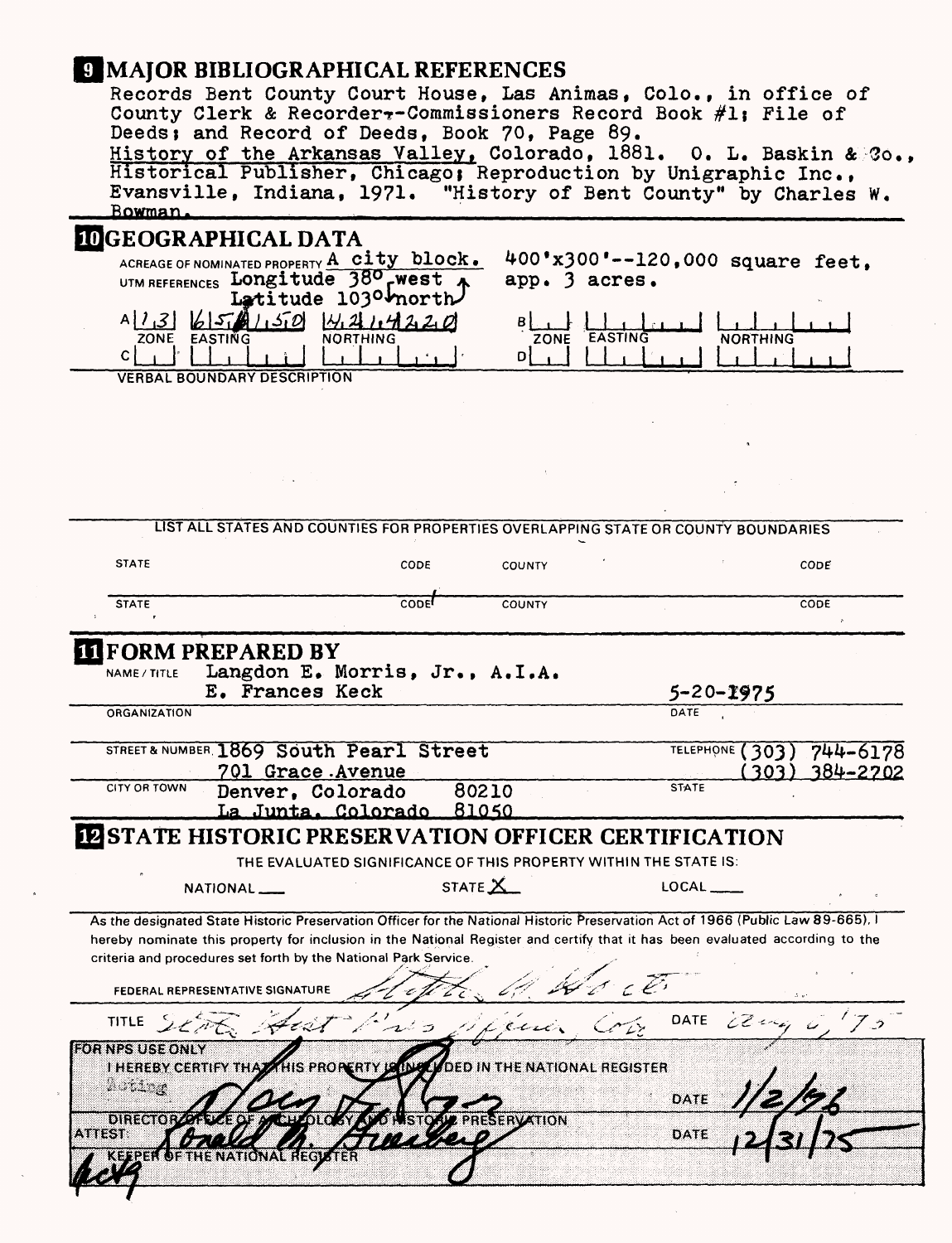## 9 MAJOR BIBLIOGRAPHICAL REFERENCES

Records Bent County Court House, Las Animas, Colo., in office of County Clerk & Recorder--Commissioners Record Book #1; File of Deeds; and Record of Deeds, Book 70, Page 89.
History of the Arkansas Valley, Colorado, 1881. O. L. Baskin & Co., Historical Publisher, Chicago; Reproduction by Unigraphic Inc., Evansville, Indiana, 1971. "History of Bent County" by Charles W. Bowman.

## 10 GEOGRAPHICAL DATA

ACREAGE OF NOMINATED PROPERTY A city block. 400'x300'--120,000 square feet, app. 3 acres.

UTM REFERENCES Longitude 38° west
Latitude 103° north

| | ZONE | EASTING | NORTHING | | ZONE | EASTING | NORTHING |
|---|---|---|---|---|---|---|---|
| A | 13 | 654150 | 4214220 | B | | | |
| C | | | | D | | | |

VERBAL BOUNDARY DESCRIPTION

LIST ALL STATES AND COUNTIES FOR PROPERTIES OVERLAPPING STATE OR COUNTY BOUNDARIES

| STATE | CODE | COUNTY | CODE |
|---|---|---|---|
| STATE | CODE | COUNTY | CODE |

## 11 FORM PREPARED BY

NAME / TITLE Langdon E. Morris, Jr., A.I.A.
E. Frances Keck

ORGANIZATION DATE 5-20-1975

STREET & NUMBER 1869 South Pearl Street
701 Grace Avenue
TELEPHONE (303) 744-6178
(303) 384-2702

CITY OR TOWN Denver, Colorado 80210
La Junta, Colorado 81050
STATE

## 12 STATE HISTORIC PRESERVATION OFFICER CERTIFICATION

THE EVALUATED SIGNIFICANCE OF THIS PROPERTY WITHIN THE STATE IS:

NATIONAL ___ STATE X LOCAL ___

As the designated State Historic Preservation Officer for the National Historic Preservation Act of 1966 (Public Law 89-665). I hereby nominate this property for inclusion in the National Register and certify that it has been evaluated according to the criteria and procedures set forth by the National Park Service.

FEDERAL REPRESENTATIVE SIGNATURE [signature]

TITLE State Hist Pres Officer, Colo DATE Aug 6, '75

FOR NPS USE ONLY
I HEREBY CERTIFY THAT THIS PROPERTY IS INCLUDED IN THE NATIONAL REGISTER
Acting DATE 1/2/76
DIRECTOR, OFFICE OF ARCHEOLOGY AND HISTORIC PRESERVATION
ATTEST: Ronald M. Greenberg DATE 12/31/75
KEEPER OF THE NATIONAL REGISTER
Actg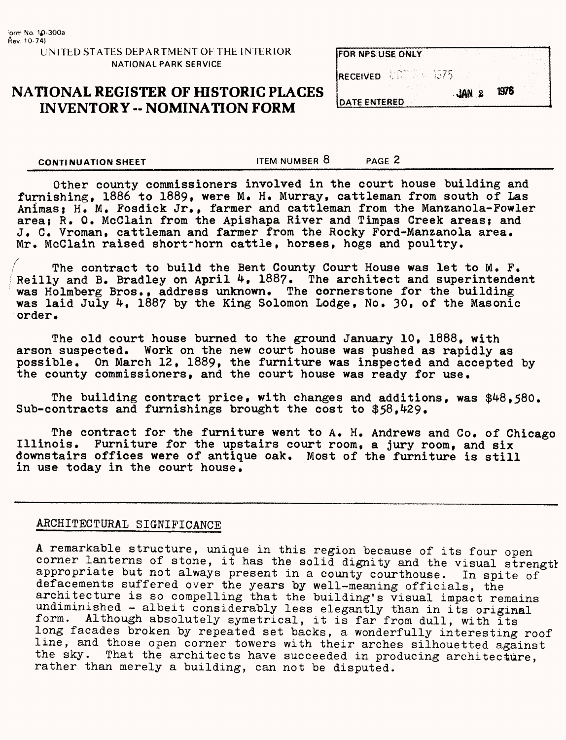UNITED STATES DEPARTMENT OF THE INTERIOR
NATIONAL PARK SERVICE

# NATIONAL REGISTER OF HISTORIC PLACES INVENTORY -- NOMINATION FORM

| FOR NPS USE ONLY | |
|---|---|
| RECEIVED OCT 1975 | |
| DATE ENTERED | JAN 2 1976 |

CONTINUATION SHEET ITEM NUMBER 8 PAGE 2

Other county commissioners involved in the court house building and furnishing, 1886 to 1889, were M. H. Murray, cattleman from south of Las Animas; H. M. Fosdick Jr., farmer and cattleman from the Manzanola-Fowler area; R. O. McClain from the Apishapa River and Timpas Creek areas; and J. C. Vroman, cattleman and farmer from the Rocky Ford-Manzanola area. Mr. McClain raised short-horn cattle, horses, hogs and poultry.

The contract to build the Bent County Court House was let to M. F. Reilly and B. Bradley on April 4, 1887. The architect and superintendent was Holmberg Bros., address unknown. The cornerstone for the building was laid July 4, 1887 by the King Solomon Lodge, No. 30, of the Masonic order.

The old court house burned to the ground January 10, 1888, with arson suspected. Work on the new court house was pushed as rapidly as possible. On March 12, 1889, the furniture was inspected and accepted by the county commissioners, and the court house was ready for use.

The building contract price, with changes and additions, was $48,580. Sub-contracts and furnishings brought the cost to $58,429.

The contract for the furniture went to A. H. Andrews and Co. of Chicago Illinois. Furniture for the upstairs court room, a jury room, and six downstairs offices were of antique oak. Most of the furniture is still in use today in the court house.

## ARCHITECTURAL SIGNIFICANCE

A remarkable structure, unique in this region because of its four open corner lanterns of stone, it has the solid dignity and the visual strength appropriate but not always present in a county courthouse. In spite of defacements suffered over the years by well-meaning officials, the architecture is so compelling that the building's visual impact remains undiminished - albeit considerably less elegantly than in its original form. Although absolutely symetrical, it is far from dull, with its long facades broken by repeated set backs, a wonderfully interesting roof line, and those open corner towers with their arches silhouetted against the sky. That the architects have succeeded in producing architecture, rather than merely a building, can not be disputed.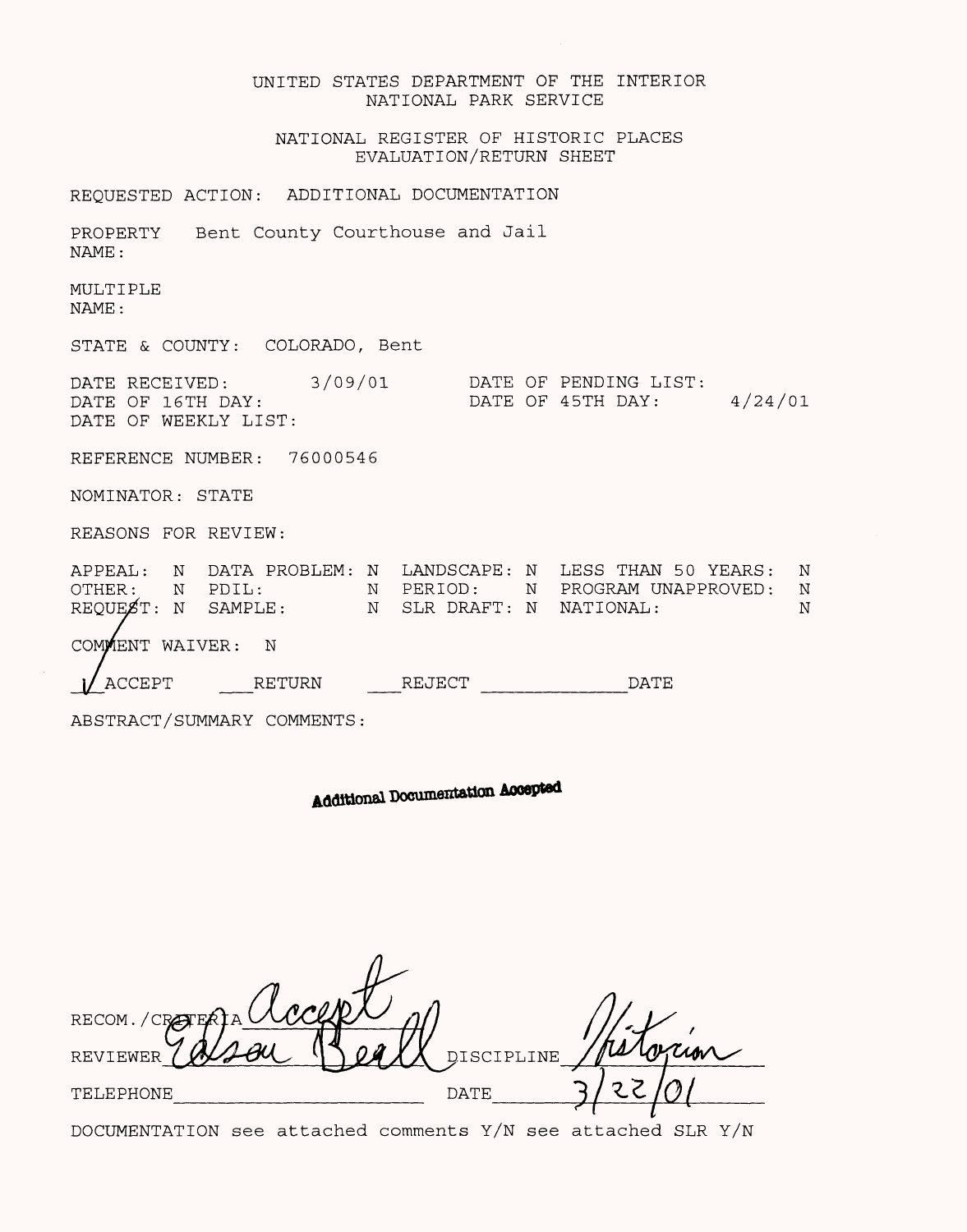UNITED STATES DEPARTMENT OF THE INTERIOR
NATIONAL PARK SERVICE

NATIONAL REGISTER OF HISTORIC PLACES
EVALUATION/RETURN SHEET

REQUESTED ACTION: ADDITIONAL DOCUMENTATION

PROPERTY NAME: Bent County Courthouse and Jail

MULTIPLE NAME:

STATE & COUNTY: COLORADO, Bent

DATE RECEIVED: 3/09/01
DATE OF PENDING LIST:
DATE OF 16TH DAY:
DATE OF 45TH DAY: 4/24/01
DATE OF WEEKLY LIST:

REFERENCE NUMBER: 76000546

NOMINATOR: STATE

REASONS FOR REVIEW:

| | | | | | | | |
|---|---|---|---|---|---|---|---|
| APPEAL: | N | DATA PROBLEM: | N | LANDSCAPE: | N | LESS THAN 50 YEARS: | N |
| OTHER: | N | PDIL: | N | PERIOD: | N | PROGRAM UNAPPROVED: | N |
| REQUEST: | N | SAMPLE: | N | SLR DRAFT: | N | NATIONAL: | N |

COMMENT WAIVER: N

✓ ACCEPT ___RETURN ___REJECT ____________DATE

ABSTRACT/SUMMARY COMMENTS:

**Additional Documentation Accepted**

RECOM./CRITERIA Accept

REVIEWER Edson Beall DISCIPLINE Historian

TELEPHONE ____________ DATE 3/22/01

DOCUMENTATION see attached comments Y/N see attached SLR Y/N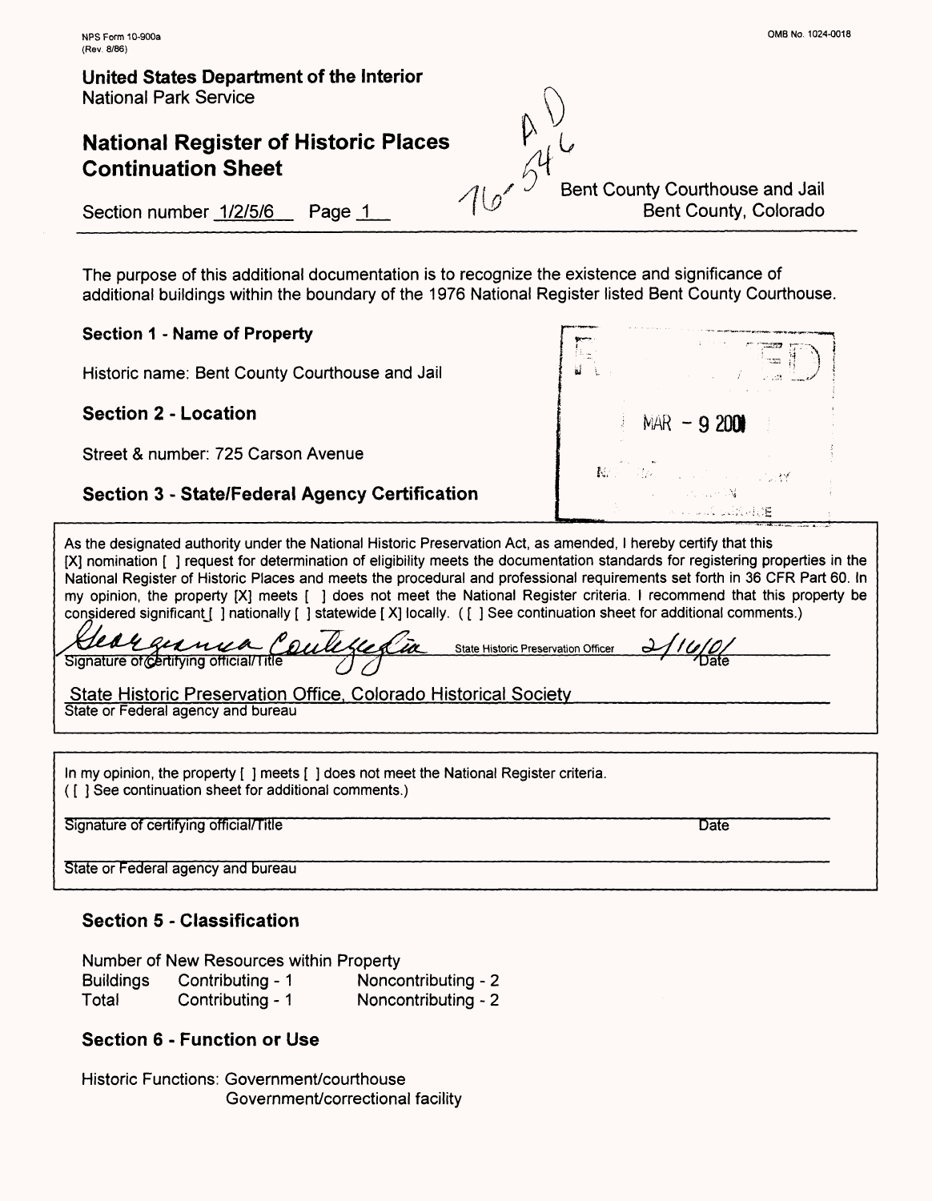NPS Form 10-900a
(Rev. 8/86)

OMB No. 1024-0018

**United States Department of the Interior**
National Park Service

## National Register of Historic Places Continuation Sheet

Section number 1/2/5/6 Page 1

Bent County Courthouse and Jail
Bent County, Colorado

The purpose of this additional documentation is to recognize the existence and significance of additional buildings within the boundary of the 1976 National Register listed Bent County Courthouse.

### Section 1 - Name of Property

Historic name: Bent County Courthouse and Jail

### Section 2 - Location

Street & number: 725 Carson Avenue

### Section 3 - State/Federal Agency Certification

As the designated authority under the National Historic Preservation Act, as amended, I hereby certify that this [X] nomination [ ] request for determination of eligibility meets the documentation standards for registering properties in the National Register of Historic Places and meets the procedural and professional requirements set forth in 36 CFR Part 60. In my opinion, the property [X] meets [ ] does not meet the National Register criteria. I recommend that this property be considered significant [ ] nationally [ ] statewide [ X] locally. ( [ ] See continuation sheet for additional comments.)

Georgianna Contiguglia State Historic Preservation Officer 2/16/01
Signature of certifying official/Title Date

State Historic Preservation Office, Colorado Historical Society
State or Federal agency and bureau

In my opinion, the property [ ] meets [ ] does not meet the National Register criteria.
( [ ] See continuation sheet for additional comments.)

Signature of certifying official/Title Date

State or Federal agency and bureau

### Section 5 - Classification

Number of New Resources within Property

| | | |
|---|---|---|
| Buildings | Contributing - 1 | Noncontributing - 2 |
| Total | Contributing - 1 | Noncontributing - 2 |

### Section 6 - Function or Use

Historic Functions: Government/courthouse
Government/correctional facility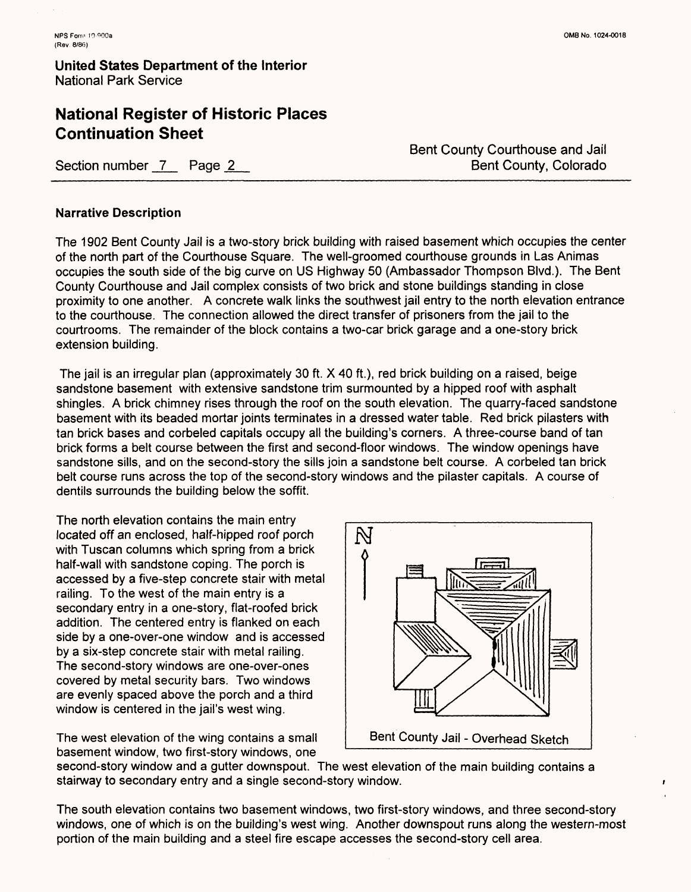United States Department of the Interior
National Park Service

# National Register of Historic Places Continuation Sheet

Section number 7 Page 2

Bent County Courthouse and Jail
Bent County, Colorado

### Narrative Description

The 1902 Bent County Jail is a two-story brick building with raised basement which occupies the center of the north part of the Courthouse Square. The well-groomed courthouse grounds in Las Animas occupies the south side of the big curve on US Highway 50 (Ambassador Thompson Blvd.). The Bent County Courthouse and Jail complex consists of two brick and stone buildings standing in close proximity to one another. A concrete walk links the southwest jail entry to the north elevation entrance to the courthouse. The connection allowed the direct transfer of prisoners from the jail to the courtrooms. The remainder of the block contains a two-car brick garage and a one-story brick extension building.

The jail is an irregular plan (approximately 30 ft. X 40 ft.), red brick building on a raised, beige sandstone basement with extensive sandstone trim surmounted by a hipped roof with asphalt shingles. A brick chimney rises through the roof on the south elevation. The quarry-faced sandstone basement with its beaded mortar joints terminates in a dressed water table. Red brick pilasters with tan brick bases and corbeled capitals occupy all the building's corners. A three-course band of tan brick forms a belt course between the first and second-floor windows. The window openings have sandstone sills, and on the second-story the sills join a sandstone belt course. A corbeled tan brick belt course runs across the top of the second-story windows and the pilaster capitals. A course of dentils surrounds the building below the soffit.

The north elevation contains the main entry located off an enclosed, half-hipped roof porch with Tuscan columns which spring from a brick half-wall with sandstone coping. The porch is accessed by a five-step concrete stair with metal railing. To the west of the main entry is a secondary entry in a one-story, flat-roofed brick addition. The centered entry is flanked on each side by a one-over-one window and is accessed by a six-step concrete stair with metal railing. The second-story windows are one-over-ones covered by metal security bars. Two windows are evenly spaced above the porch and a third window is centered in the jail's west wing.

Bent County Jail - Overhead Sketch

The west elevation of the wing contains a small basement window, two first-story windows, one second-story window and a gutter downspout. The west elevation of the main building contains a stairway to secondary entry and a single second-story window.

The south elevation contains two basement windows, two first-story windows, and three second-story windows, one of which is on the building's west wing. Another downspout runs along the western-most portion of the main building and a steel fire escape accesses the second-story cell area.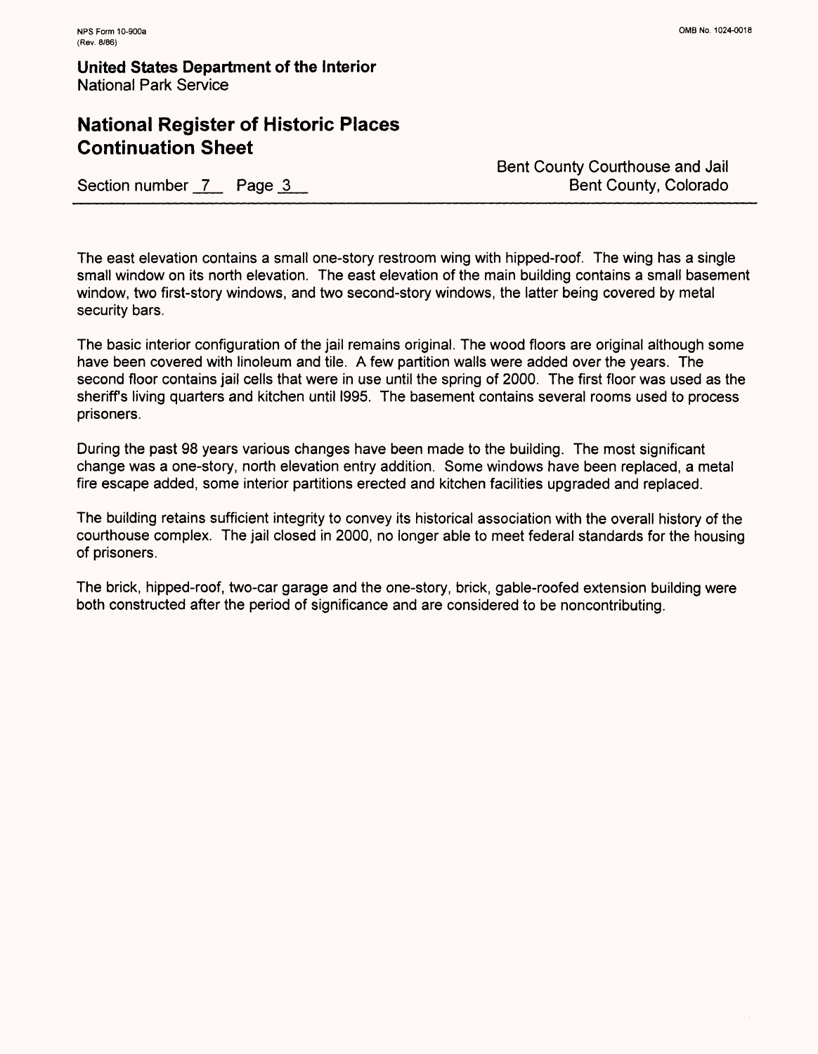The east elevation contains a small one-story restroom wing with hipped-roof. The wing has a single small window on its north elevation. The east elevation of the main building contains a small basement window, two first-story windows, and two second-story windows, the latter being covered by metal security bars.

The basic interior configuration of the jail remains original. The wood floors are original although some have been covered with linoleum and tile. A few partition walls were added over the years. The second floor contains jail cells that were in use until the spring of 2000. The first floor was used as the sheriff's living quarters and kitchen until l995. The basement contains several rooms used to process prisoners.

During the past 98 years various changes have been made to the building. The most significant change was a one-story, north elevation entry addition. Some windows have been replaced, a metal fire escape added, some interior partitions erected and kitchen facilities upgraded and replaced.

The building retains sufficient integrity to convey its historical association with the overall history of the courthouse complex. The jail closed in 2000, no longer able to meet federal standards for the housing of prisoners.

The brick, hipped-roof, two-car garage and the one-story, brick, gable-roofed extension building were both constructed after the period of significance and are considered to be noncontributing.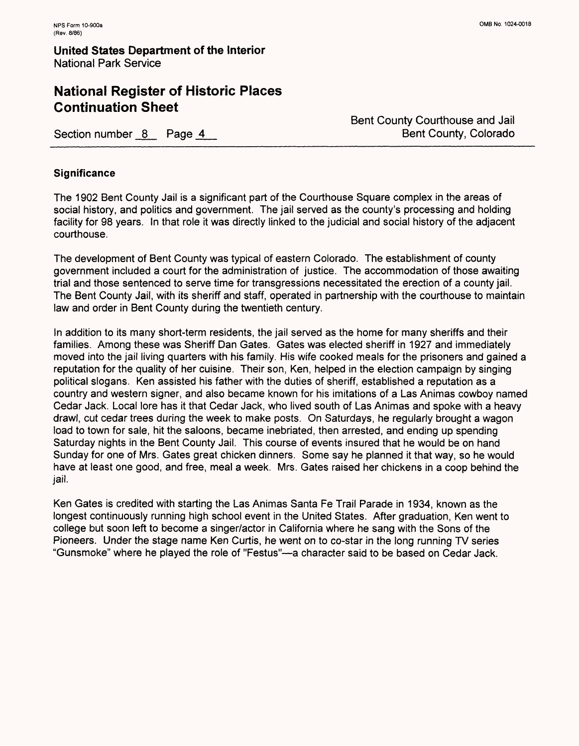## Significance

The 1902 Bent County Jail is a significant part of the Courthouse Square complex in the areas of social history, and politics and government. The jail served as the county's processing and holding facility for 98 years. In that role it was directly linked to the judicial and social history of the adjacent courthouse.

The development of Bent County was typical of eastern Colorado. The establishment of county government included a court for the administration of justice. The accommodation of those awaiting trial and those sentenced to serve time for transgressions necessitated the erection of a county jail. The Bent County Jail, with its sheriff and staff, operated in partnership with the courthouse to maintain law and order in Bent County during the twentieth century.

In addition to its many short-term residents, the jail served as the home for many sheriffs and their families. Among these was Sheriff Dan Gates. Gates was elected sheriff in 1927 and immediately moved into the jail living quarters with his family. His wife cooked meals for the prisoners and gained a reputation for the quality of her cuisine. Their son, Ken, helped in the election campaign by singing political slogans. Ken assisted his father with the duties of sheriff, established a reputation as a country and western signer, and also became known for his imitations of a Las Animas cowboy named Cedar Jack. Local lore has it that Cedar Jack, who lived south of Las Animas and spoke with a heavy drawl, cut cedar trees during the week to make posts. On Saturdays, he regularly brought a wagon load to town for sale, hit the saloons, became inebriated, then arrested, and ending up spending Saturday nights in the Bent County Jail. This course of events insured that he would be on hand Sunday for one of Mrs. Gates great chicken dinners. Some say he planned it that way, so he would have at least one good, and free, meal a week. Mrs. Gates raised her chickens in a coop behind the jail.

Ken Gates is credited with starting the Las Animas Santa Fe Trail Parade in 1934, known as the longest continuously running high school event in the United States. After graduation, Ken went to college but soon left to become a singer/actor in California where he sang with the Sons of the Pioneers. Under the stage name Ken Curtis, he went on to co-star in the long running TV series "Gunsmoke" where he played the role of "Festus"—a character said to be based on Cedar Jack.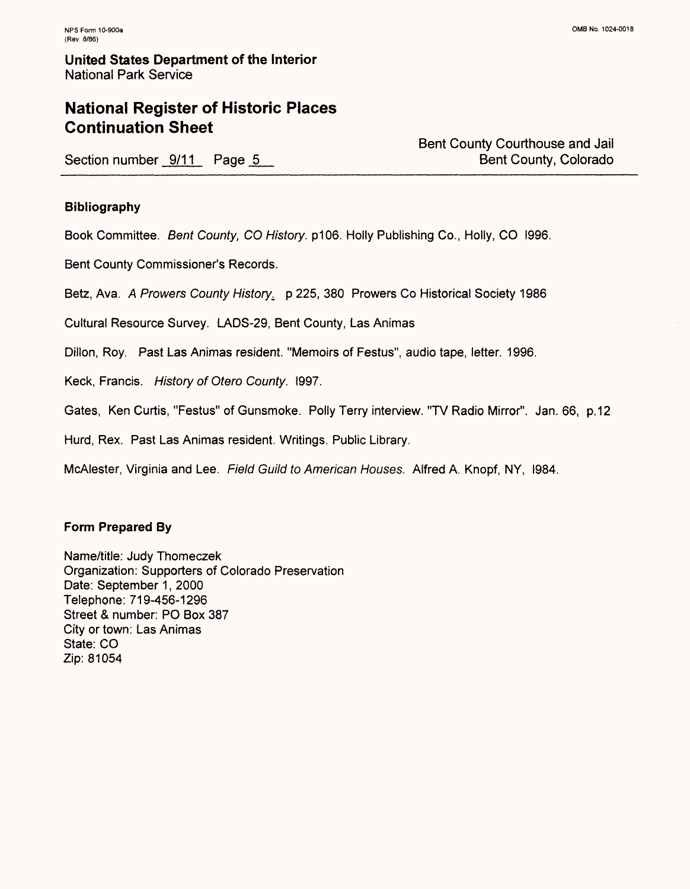NPS Form 10-900a
(Rev. 8/86)

OMB No. 1024-0018

**United States Department of the Interior**
National Park Service

## National Register of Historic Places Continuation Sheet

Section number 9/11 Page 5

Bent County Courthouse and Jail
Bent County, Colorado

### Bibliography

Book Committee. *Bent County, CO History*. p106. Holly Publishing Co., Holly, CO 1996.

Bent County Commissioner's Records.

Betz, Ava. *A Prowers County History.* p 225, 380 Prowers Co Historical Society 1986

Cultural Resource Survey. LADS-29, Bent County, Las Animas

Dillon, Roy. Past Las Animas resident. "Memoirs of Festus", audio tape, letter. 1996.

Keck, Francis. *History of Otero County*. 1997.

Gates, Ken Curtis, "Festus" of Gunsmoke. Polly Terry interview. "TV Radio Mirror". Jan. 66, p.12

Hurd, Rex. Past Las Animas resident. Writings. Public Library.

McAlester, Virginia and Lee. *Field Guild to American Houses*. Alfred A. Knopf, NY, 1984.

### Form Prepared By

Name/title: Judy Thomeczek
Organization: Supporters of Colorado Preservation
Date: September 1, 2000
Telephone: 719-456-1296
Street & number: PO Box 387
City or town: Las Animas
State: CO
Zip: 81054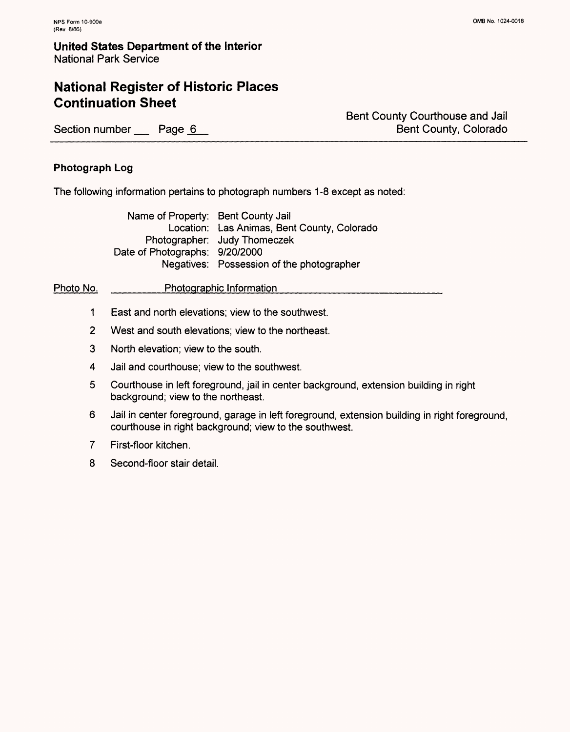**United States Department of the Interior**
National Park Service

## National Register of Historic Places Continuation Sheet

Section number ___ Page 6

Bent County Courthouse and Jail
Bent County, Colorado

### Photograph Log

The following information pertains to photograph numbers 1-8 except as noted:

Name of Property: Bent County Jail
Location: Las Animas, Bent County, Colorado
Photographer: Judy Thomeczek
Date of Photographs: 9/20/2000
Negatives: Possession of the photographer

| Photo No. | Photographic Information |
|---|---|
| 1 | East and north elevations; view to the southwest. |
| 2 | West and south elevations; view to the northeast. |
| 3 | North elevation; view to the south. |
| 4 | Jail and courthouse; view to the southwest. |
| 5 | Courthouse in left foreground, jail in center background, extension building in right background; view to the northeast. |
| 6 | Jail in center foreground, garage in left foreground, extension building in right foreground, courthouse in right background; view to the southwest. |
| 7 | First-floor kitchen. |
| 8 | Second-floor stair detail. |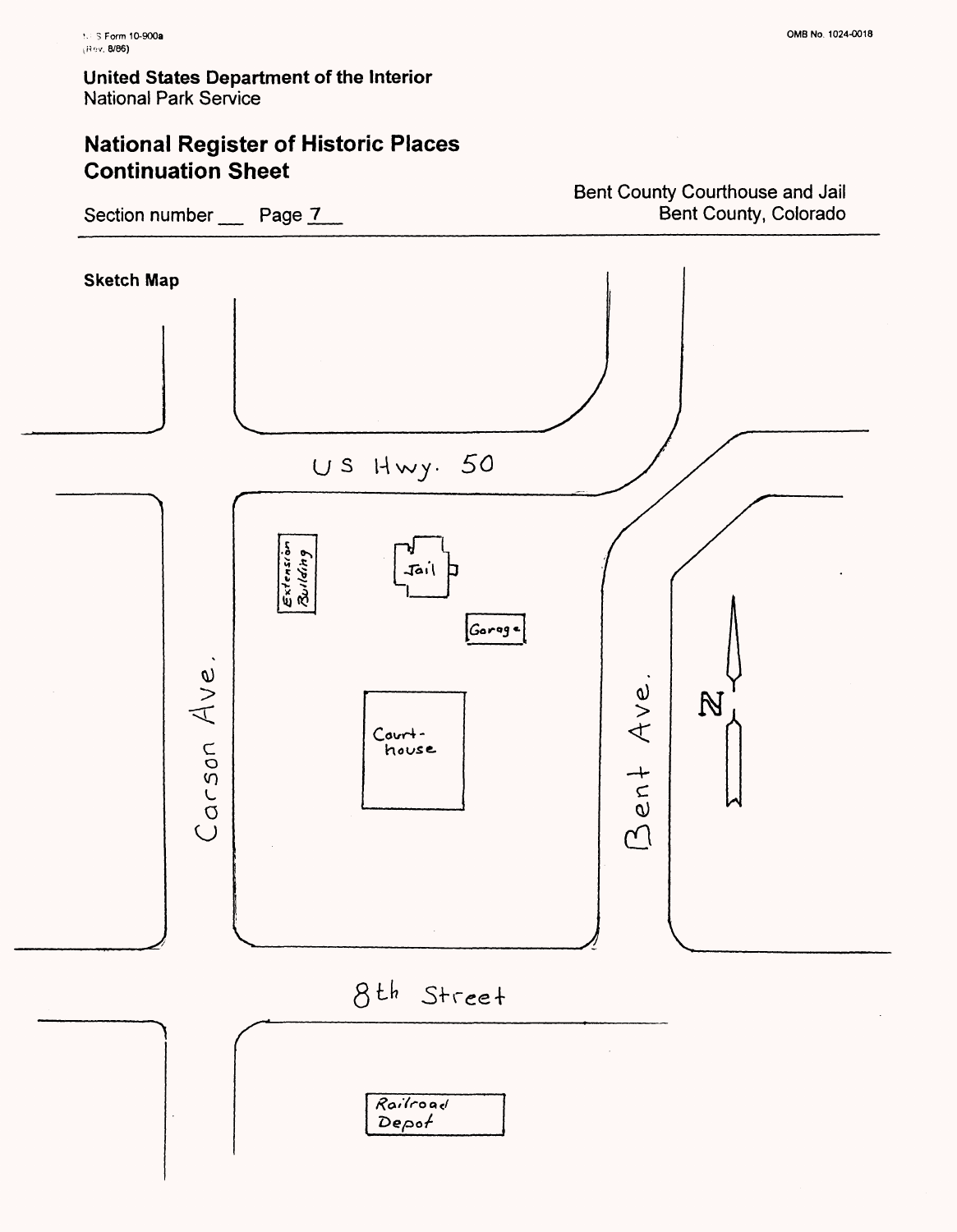United States Department of the Interior
National Park Service

# National Register of Historic Places Continuation Sheet

Section number ___ Page 7

Bent County Courthouse and Jail
Bent County, Colorado

**Sketch Map**

US Hwy. 50

Extension Building

Jail

Garage

Court-house

Carson Ave.

Bent Ave.

N

8th Street

Railroad Depot